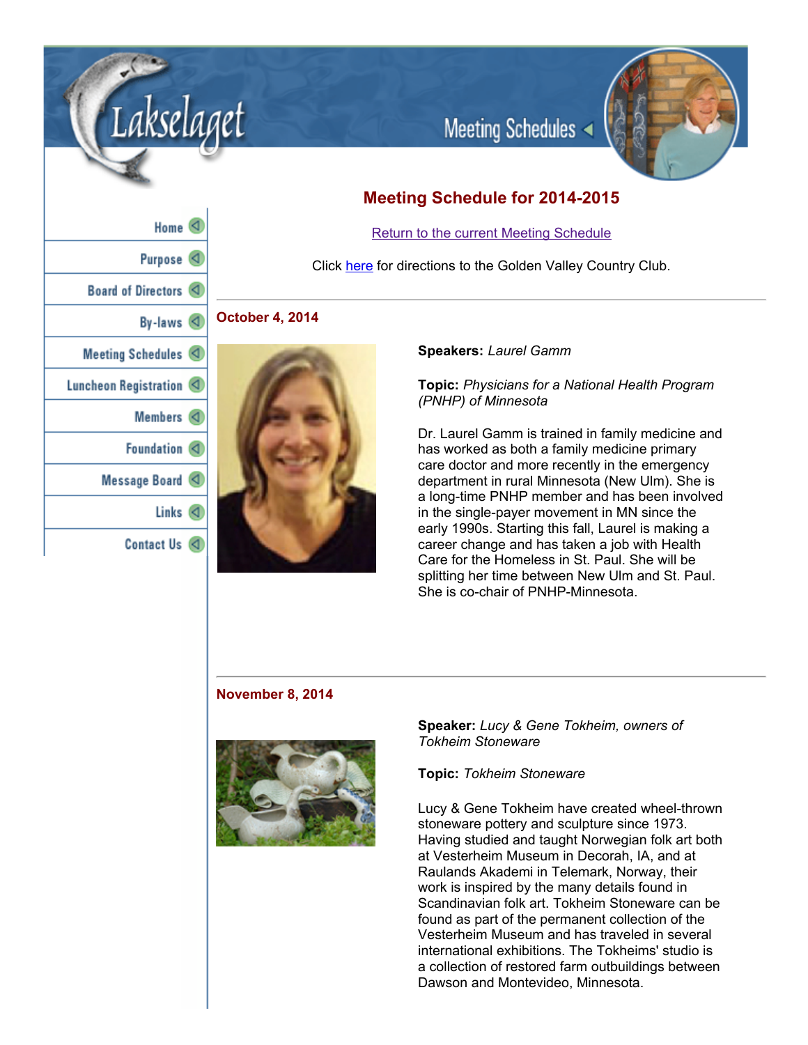Lakselaget

Meeting Schedules

- Home
- Purpose
- Board of Directors
- By-laws
- Meeting Schedules
- Luncheon Registration
- Members
- Foundation
- Message Board
- Links
- Contact Us

# Meeting Schedule for 2014-2015

[Return to the current Meeting Schedule]

Click [here] for directions to the Golden Valley Country Club.

---

## October 4, 2014

**Speakers:** *Laurel Gamm*

**Topic:** *Physicians for a National Health Program (PNHP) of Minnesota*

Dr. Laurel Gamm is trained in family medicine and has worked as both a family medicine primary care doctor and more recently in the emergency department in rural Minnesota (New Ulm). She is a long-time PNHP member and has been involved in the single-payer movement in MN since the early 1990s. Starting this fall, Laurel is making a career change and has taken a job with Health Care for the Homeless in St. Paul. She will be splitting her time between New Ulm and St. Paul. She is co-chair of PNHP-Minnesota.

---

## November 8, 2014

**Speaker:** *Lucy & Gene Tokheim, owners of Tokheim Stoneware*

**Topic:** *Tokheim Stoneware*

Lucy & Gene Tokheim have created wheel-thrown stoneware pottery and sculpture since 1973. Having studied and taught Norwegian folk art both at Vesterheim Museum in Decorah, IA, and at Raulands Akademi in Telemark, Norway, their work is inspired by the many details found in Scandinavian folk art. Tokheim Stoneware can be found as part of the permanent collection of the Vesterheim Museum and has traveled in several international exhibitions. The Tokheims' studio is a collection of restored farm outbuildings between Dawson and Montevideo, Minnesota.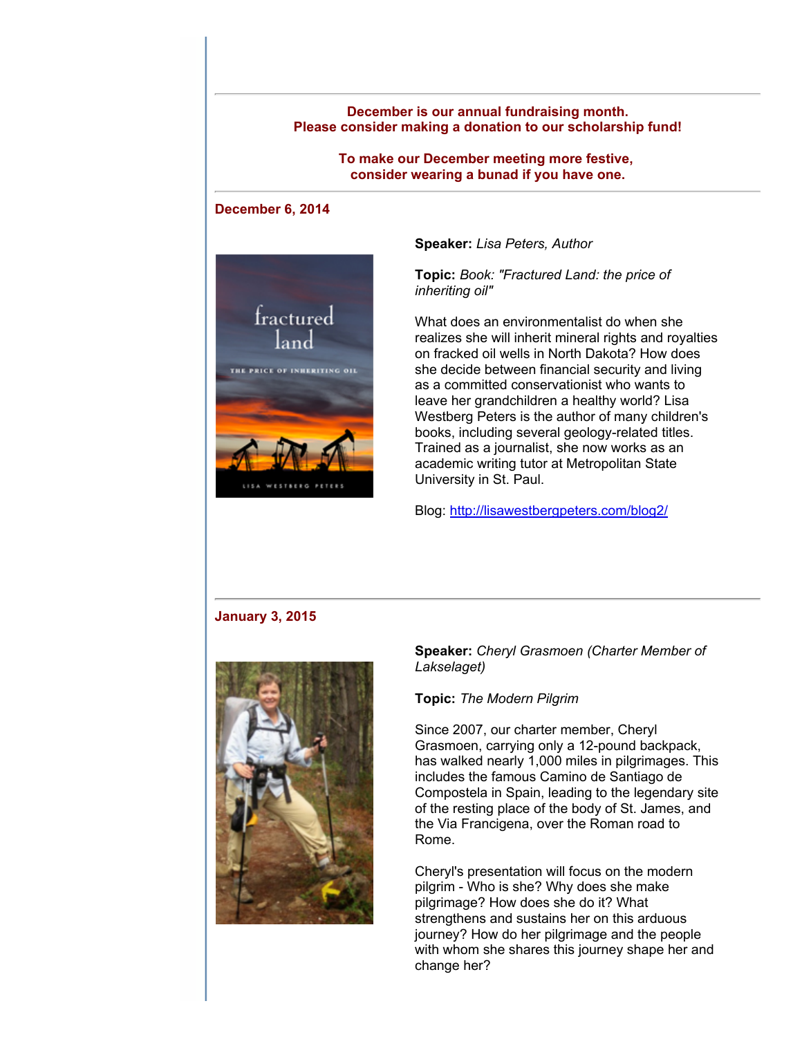---

**December is our annual fundraising month.**
**Please consider making a donation to our scholarship fund!**

**To make our December meeting more festive,**
**consider wearing a bunad if you have one.**

---

## December 6, 2014

**Speaker:** *Lisa Peters, Author*

**Topic:** *Book: "Fractured Land: the price of inheriting oil"*

What does an environmentalist do when she realizes she will inherit mineral rights and royalties on fracked oil wells in North Dakota? How does she decide between financial security and living as a committed conservationist who wants to leave her grandchildren a healthy world? Lisa Westberg Peters is the author of many children's books, including several geology-related titles. Trained as a journalist, she now works as an academic writing tutor at Metropolitan State University in St. Paul.

Blog: http://lisawestbergpeters.com/blog2/

---

## January 3, 2015

**Speaker:** *Cheryl Grasmoen (Charter Member of Lakselaget)*

**Topic:** *The Modern Pilgrim*

Since 2007, our charter member, Cheryl Grasmoen, carrying only a 12-pound backpack, has walked nearly 1,000 miles in pilgrimages. This includes the famous Camino de Santiago de Compostela in Spain, leading to the legendary site of the resting place of the body of St. James, and the Via Francigena, over the Roman road to Rome.

Cheryl's presentation will focus on the modern pilgrim - Who is she? Why does she make pilgrimage? How does she do it? What strengthens and sustains her on this arduous journey? How do her pilgrimage and the people with whom she shares this journey shape her and change her?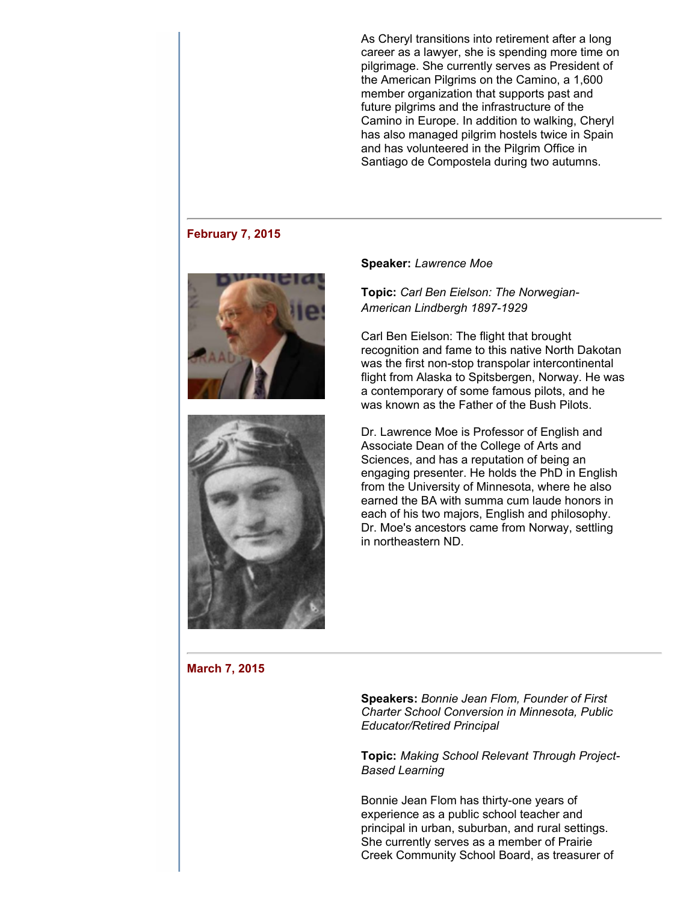As Cheryl transitions into retirement after a long career as a lawyer, she is spending more time on pilgrimage. She currently serves as President of the American Pilgrims on the Camino, a 1,600 member organization that supports past and future pilgrims and the infrastructure of the Camino in Europe. In addition to walking, Cheryl has also managed pilgrim hostels twice in Spain and has volunteered in the Pilgrim Office in Santiago de Compostela during two autumns.

---

### February 7, 2015

**Speaker:** *Lawrence Moe*

**Topic:** *Carl Ben Eielson: The Norwegian-American Lindbergh 1897-1929*

Carl Ben Eielson: The flight that brought recognition and fame to this native North Dakotan was the first non-stop transpolar intercontinental flight from Alaska to Spitsbergen, Norway. He was a contemporary of some famous pilots, and he was known as the Father of the Bush Pilots.

Dr. Lawrence Moe is Professor of English and Associate Dean of the College of Arts and Sciences, and has a reputation of being an engaging presenter. He holds the PhD in English from the University of Minnesota, where he also earned the BA with summa cum laude honors in each of his two majors, English and philosophy. Dr. Moe's ancestors came from Norway, settling in northeastern ND.

---

### March 7, 2015

**Speakers:** *Bonnie Jean Flom, Founder of First Charter School Conversion in Minnesota, Public Educator/Retired Principal*

**Topic:** *Making School Relevant Through Project-Based Learning*

Bonnie Jean Flom has thirty-one years of experience as a public school teacher and principal in urban, suburban, and rural settings. She currently serves as a member of Prairie Creek Community School Board, as treasurer of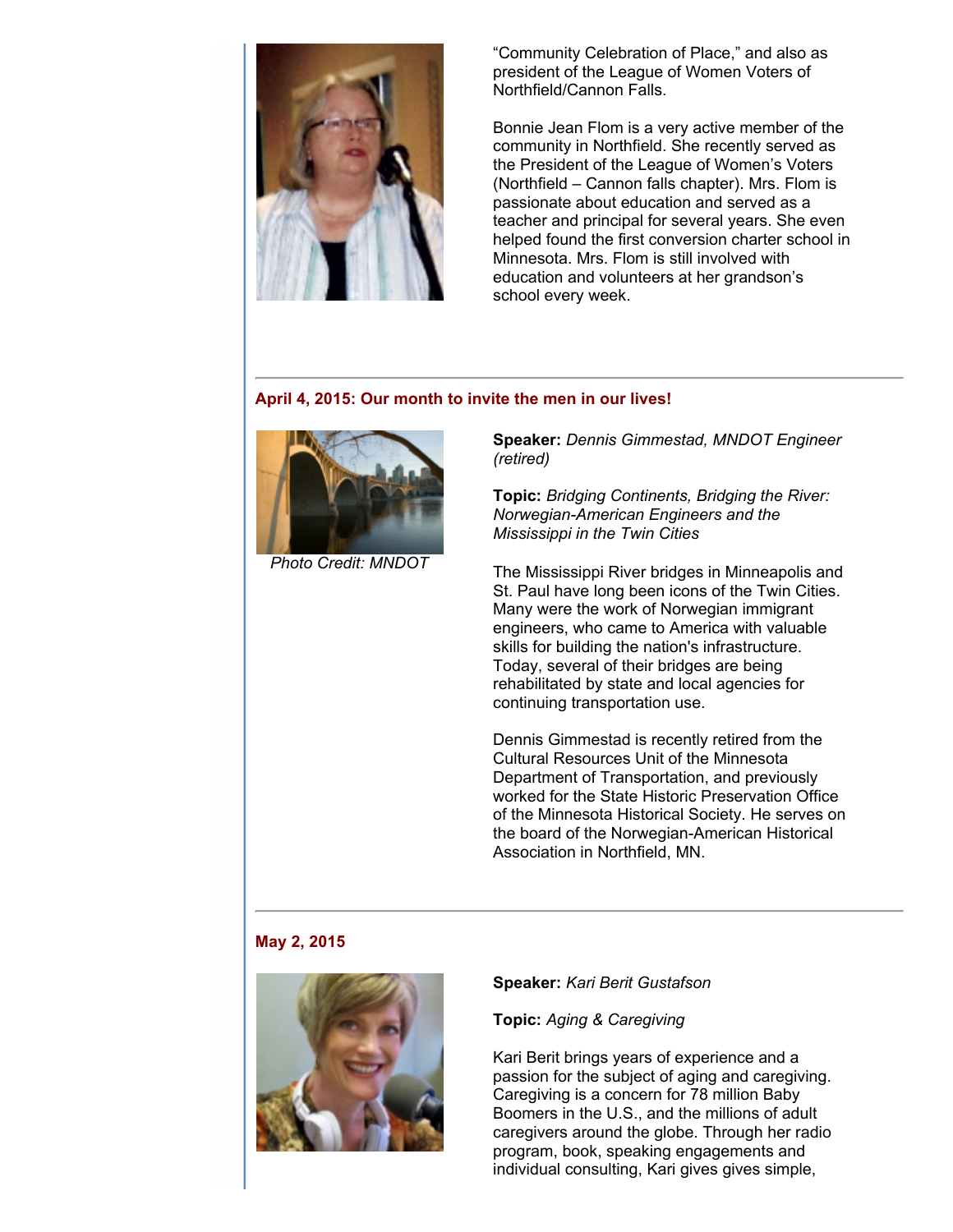"Community Celebration of Place," and also as president of the League of Women Voters of Northfield/Cannon Falls.

Bonnie Jean Flom is a very active member of the community in Northfield. She recently served as the President of the League of Women's Voters (Northfield – Cannon falls chapter). Mrs. Flom is passionate about education and served as a teacher and principal for several years. She even helped found the first conversion charter school in Minnesota. Mrs. Flom is still involved with education and volunteers at her grandson's school every week.

---

### April 4, 2015: Our month to invite the men in our lives!

*Photo Credit: MNDOT*

**Speaker:** *Dennis Gimmestad, MNDOT Engineer (retired)*

**Topic:** *Bridging Continents, Bridging the River: Norwegian-American Engineers and the Mississippi in the Twin Cities*

The Mississippi River bridges in Minneapolis and St. Paul have long been icons of the Twin Cities. Many were the work of Norwegian immigrant engineers, who came to America with valuable skills for building the nation's infrastructure. Today, several of their bridges are being rehabilitated by state and local agencies for continuing transportation use.

Dennis Gimmestad is recently retired from the Cultural Resources Unit of the Minnesota Department of Transportation, and previously worked for the State Historic Preservation Office of the Minnesota Historical Society. He serves on the board of the Norwegian-American Historical Association in Northfield, MN.

---

### May 2, 2015

**Speaker:** *Kari Berit Gustafson*

**Topic:** *Aging & Caregiving*

Kari Berit brings years of experience and a passion for the subject of aging and caregiving. Caregiving is a concern for 78 million Baby Boomers in the U.S., and the millions of adult caregivers around the globe. Through her radio program, book, speaking engagements and individual consulting, Kari gives gives simple,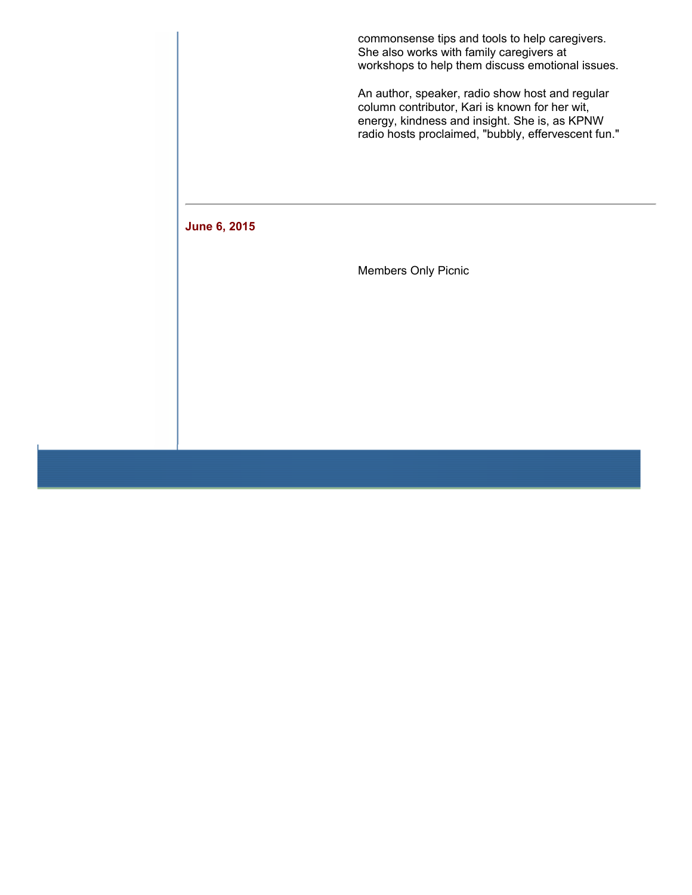commonsense tips and tools to help caregivers. She also works with family caregivers at workshops to help them discuss emotional issues.

An author, speaker, radio show host and regular column contributor, Kari is known for her wit, energy, kindness and insight. She is, as KPNW radio hosts proclaimed, "bubbly, effervescent fun."

---

**June 6, 2015**

Members Only Picnic